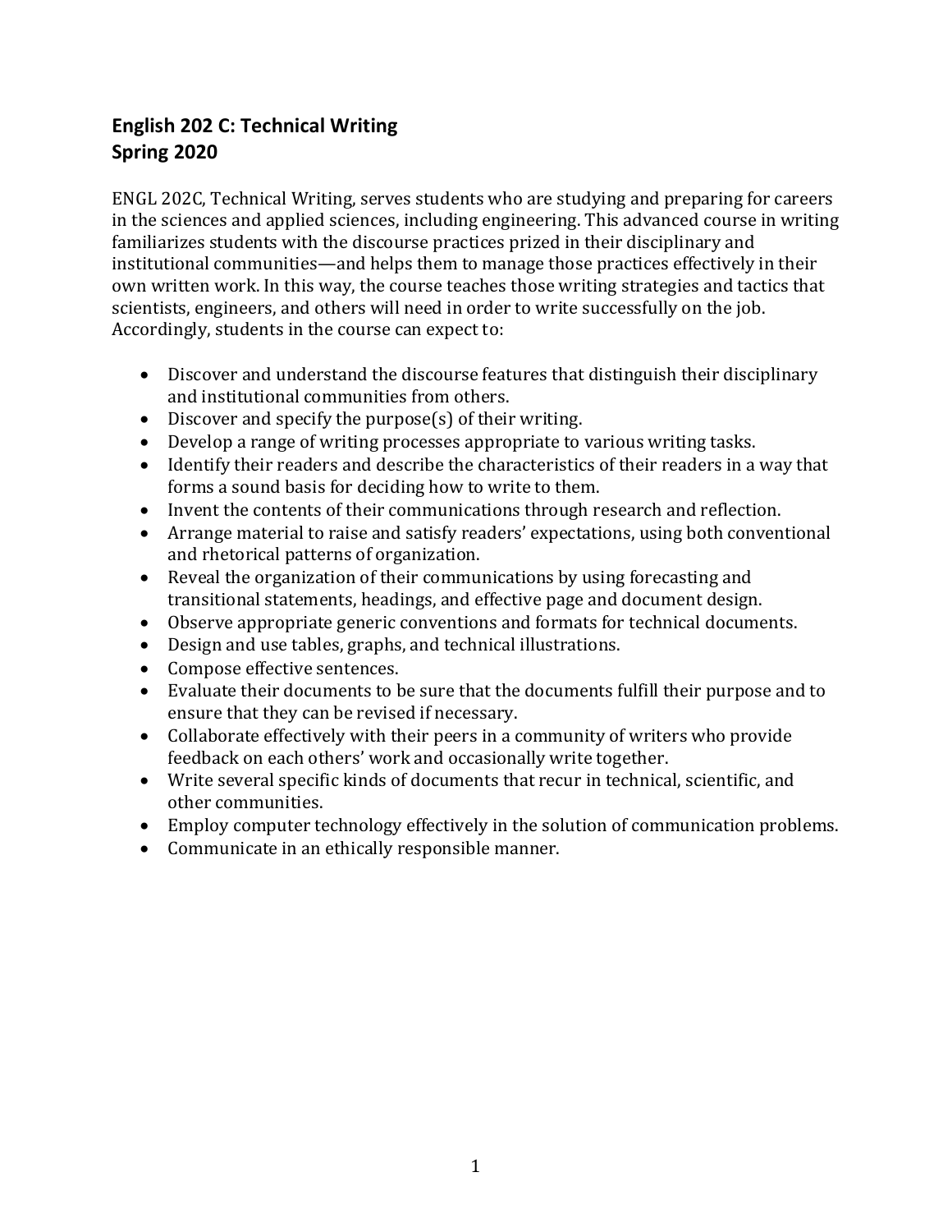# English 202 C: Technical Writing
## Spring 2020

ENGL 202C, Technical Writing, serves students who are studying and preparing for careers in the sciences and applied sciences, including engineering. This advanced course in writing familiarizes students with the discourse practices prized in their disciplinary and institutional communities—and helps them to manage those practices effectively in their own written work. In this way, the course teaches those writing strategies and tactics that scientists, engineers, and others will need in order to write successfully on the job. Accordingly, students in the course can expect to:

- Discover and understand the discourse features that distinguish their disciplinary and institutional communities from others.
- Discover and specify the purpose(s) of their writing.
- Develop a range of writing processes appropriate to various writing tasks.
- Identify their readers and describe the characteristics of their readers in a way that forms a sound basis for deciding how to write to them.
- Invent the contents of their communications through research and reflection.
- Arrange material to raise and satisfy readers' expectations, using both conventional and rhetorical patterns of organization.
- Reveal the organization of their communications by using forecasting and transitional statements, headings, and effective page and document design.
- Observe appropriate generic conventions and formats for technical documents.
- Design and use tables, graphs, and technical illustrations.
- Compose effective sentences.
- Evaluate their documents to be sure that the documents fulfill their purpose and to ensure that they can be revised if necessary.
- Collaborate effectively with their peers in a community of writers who provide feedback on each others' work and occasionally write together.
- Write several specific kinds of documents that recur in technical, scientific, and other communities.
- Employ computer technology effectively in the solution of communication problems.
- Communicate in an ethically responsible manner.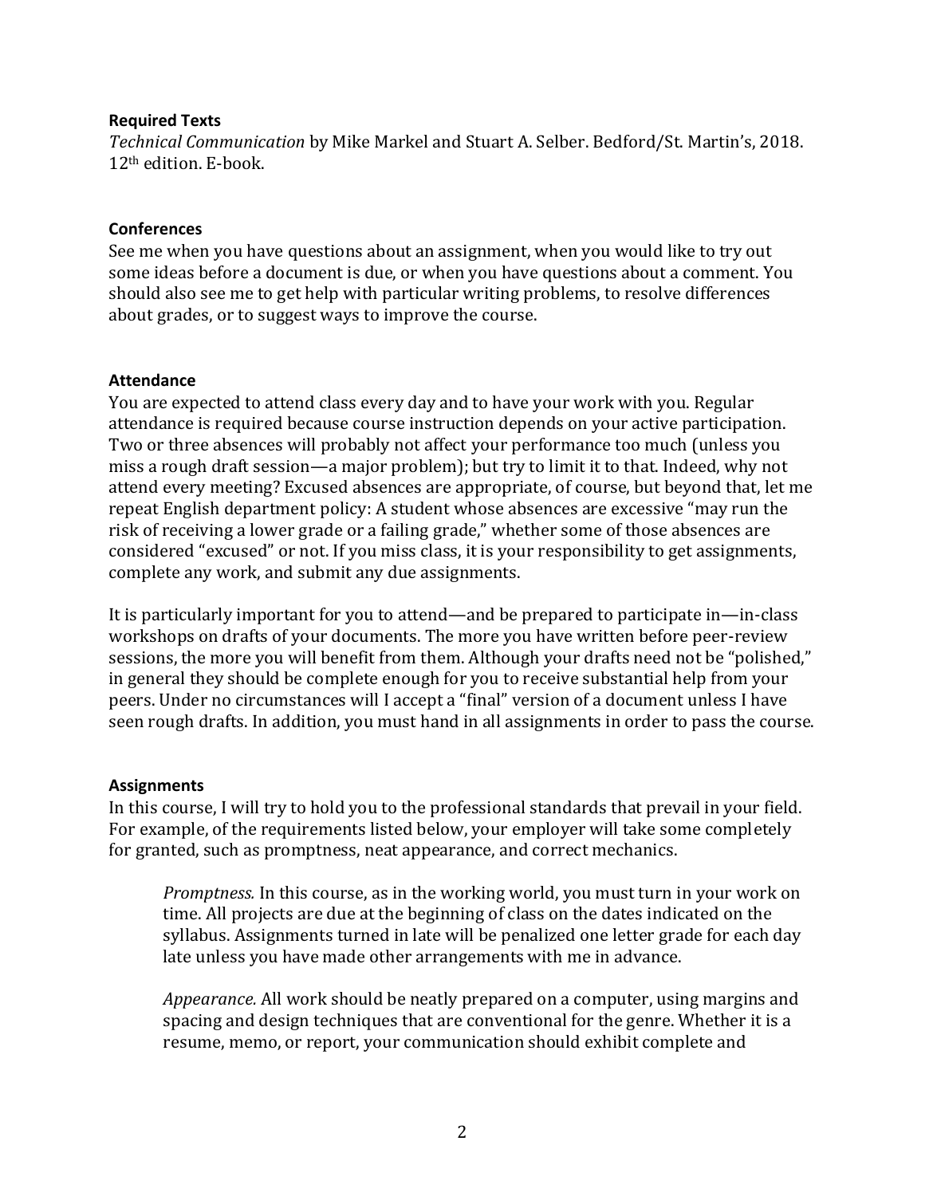**Required Texts**

*Technical Communication* by Mike Markel and Stuart A. Selber. Bedford/St. Martin's, 2018. 12th edition. E-book.

**Conferences**

See me when you have questions about an assignment, when you would like to try out some ideas before a document is due, or when you have questions about a comment. You should also see me to get help with particular writing problems, to resolve differences about grades, or to suggest ways to improve the course.

**Attendance**

You are expected to attend class every day and to have your work with you. Regular attendance is required because course instruction depends on your active participation. Two or three absences will probably not affect your performance too much (unless you miss a rough draft session—a major problem); but try to limit it to that. Indeed, why not attend every meeting? Excused absences are appropriate, of course, but beyond that, let me repeat English department policy: A student whose absences are excessive "may run the risk of receiving a lower grade or a failing grade," whether some of those absences are considered "excused" or not. If you miss class, it is your responsibility to get assignments, complete any work, and submit any due assignments.

It is particularly important for you to attend—and be prepared to participate in—in-class workshops on drafts of your documents. The more you have written before peer-review sessions, the more you will benefit from them. Although your drafts need not be "polished," in general they should be complete enough for you to receive substantial help from your peers. Under no circumstances will I accept a "final" version of a document unless I have seen rough drafts. In addition, you must hand in all assignments in order to pass the course.

**Assignments**

In this course, I will try to hold you to the professional standards that prevail in your field. For example, of the requirements listed below, your employer will take some completely for granted, such as promptness, neat appearance, and correct mechanics.

> *Promptness.* In this course, as in the working world, you must turn in your work on time. All projects are due at the beginning of class on the dates indicated on the syllabus. Assignments turned in late will be penalized one letter grade for each day late unless you have made other arrangements with me in advance.
>
> *Appearance.* All work should be neatly prepared on a computer, using margins and spacing and design techniques that are conventional for the genre. Whether it is a resume, memo, or report, your communication should exhibit complete and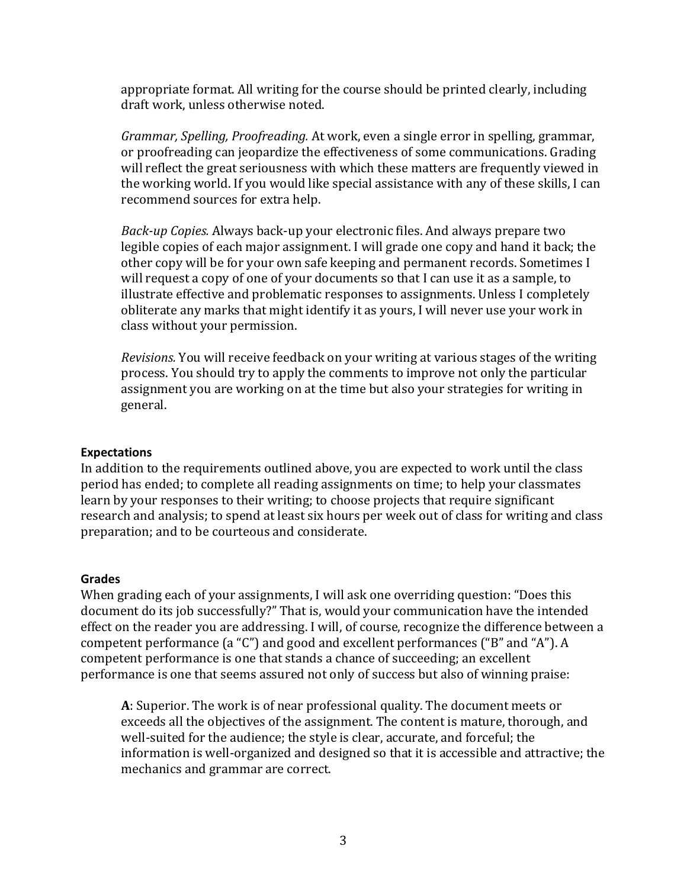appropriate format. All writing for the course should be printed clearly, including draft work, unless otherwise noted.

*Grammar, Spelling, Proofreading.* At work, even a single error in spelling, grammar, or proofreading can jeopardize the effectiveness of some communications. Grading will reflect the great seriousness with which these matters are frequently viewed in the working world. If you would like special assistance with any of these skills, I can recommend sources for extra help.

*Back-up Copies.* Always back-up your electronic files. And always prepare two legible copies of each major assignment. I will grade one copy and hand it back; the other copy will be for your own safe keeping and permanent records. Sometimes I will request a copy of one of your documents so that I can use it as a sample, to illustrate effective and problematic responses to assignments. Unless I completely obliterate any marks that might identify it as yours, I will never use your work in class without your permission.

*Revisions.* You will receive feedback on your writing at various stages of the writing process. You should try to apply the comments to improve not only the particular assignment you are working on at the time but also your strategies for writing in general.

**Expectations**

In addition to the requirements outlined above, you are expected to work until the class period has ended; to complete all reading assignments on time; to help your classmates learn by your responses to their writing; to choose projects that require significant research and analysis; to spend at least six hours per week out of class for writing and class preparation; and to be courteous and considerate.

**Grades**

When grading each of your assignments, I will ask one overriding question: "Does this document do its job successfully?" That is, would your communication have the intended effect on the reader you are addressing. I will, of course, recognize the difference between a competent performance (a "C") and good and excellent performances ("B" and "A"). A competent performance is one that stands a chance of succeeding; an excellent performance is one that seems assured not only of success but also of winning praise:

**A**: Superior. The work is of near professional quality. The document meets or exceeds all the objectives of the assignment. The content is mature, thorough, and well-suited for the audience; the style is clear, accurate, and forceful; the information is well-organized and designed so that it is accessible and attractive; the mechanics and grammar are correct.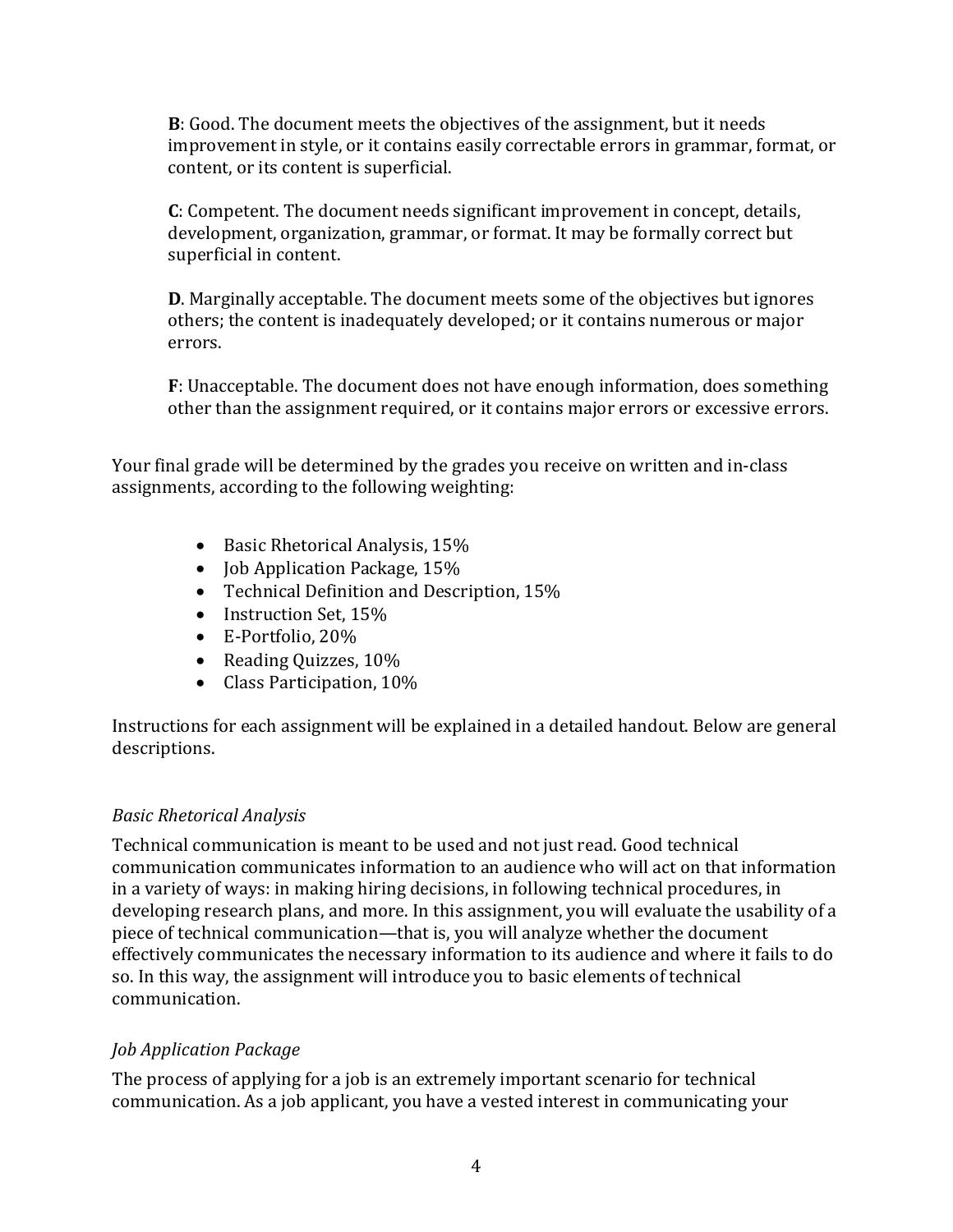**B**: Good. The document meets the objectives of the assignment, but it needs improvement in style, or it contains easily correctable errors in grammar, format, or content, or its content is superficial.

**C**: Competent. The document needs significant improvement in concept, details, development, organization, grammar, or format. It may be formally correct but superficial in content.

**D**. Marginally acceptable. The document meets some of the objectives but ignores others; the content is inadequately developed; or it contains numerous or major errors.

**F**: Unacceptable. The document does not have enough information, does something other than the assignment required, or it contains major errors or excessive errors.

Your final grade will be determined by the grades you receive on written and in-class assignments, according to the following weighting:

- Basic Rhetorical Analysis, 15%
- Job Application Package, 15%
- Technical Definition and Description, 15%
- Instruction Set, 15%
- E-Portfolio, 20%
- Reading Quizzes, 10%
- Class Participation, 10%

Instructions for each assignment will be explained in a detailed handout. Below are general descriptions.

*Basic Rhetorical Analysis*

Technical communication is meant to be used and not just read. Good technical communication communicates information to an audience who will act on that information in a variety of ways: in making hiring decisions, in following technical procedures, in developing research plans, and more. In this assignment, you will evaluate the usability of a piece of technical communication—that is, you will analyze whether the document effectively communicates the necessary information to its audience and where it fails to do so. In this way, the assignment will introduce you to basic elements of technical communication.

*Job Application Package*

The process of applying for a job is an extremely important scenario for technical communication. As a job applicant, you have a vested interest in communicating your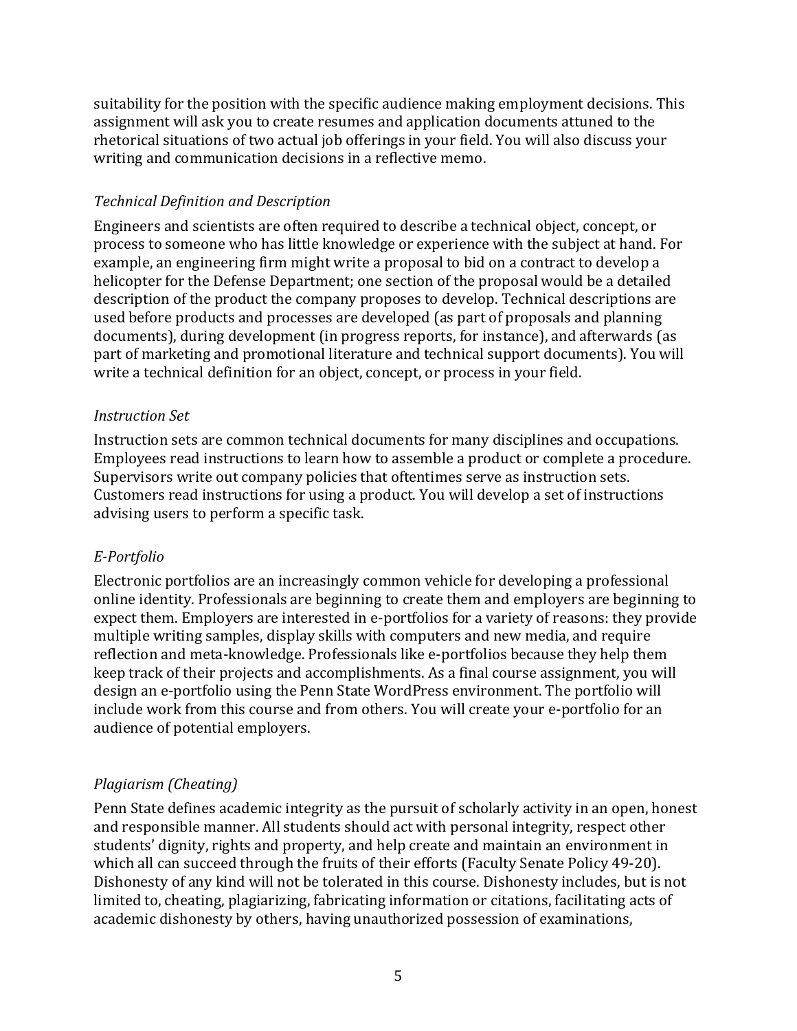suitability for the position with the specific audience making employment decisions. This assignment will ask you to create resumes and application documents attuned to the rhetorical situations of two actual job offerings in your field. You will also discuss your writing and communication decisions in a reflective memo.

*Technical Definition and Description*

Engineers and scientists are often required to describe a technical object, concept, or process to someone who has little knowledge or experience with the subject at hand. For example, an engineering firm might write a proposal to bid on a contract to develop a helicopter for the Defense Department; one section of the proposal would be a detailed description of the product the company proposes to develop. Technical descriptions are used before products and processes are developed (as part of proposals and planning documents), during development (in progress reports, for instance), and afterwards (as part of marketing and promotional literature and technical support documents). You will write a technical definition for an object, concept, or process in your field.

*Instruction Set*

Instruction sets are common technical documents for many disciplines and occupations. Employees read instructions to learn how to assemble a product or complete a procedure. Supervisors write out company policies that oftentimes serve as instruction sets. Customers read instructions for using a product. You will develop a set of instructions advising users to perform a specific task.

*E-Portfolio*

Electronic portfolios are an increasingly common vehicle for developing a professional online identity. Professionals are beginning to create them and employers are beginning to expect them. Employers are interested in e-portfolios for a variety of reasons: they provide multiple writing samples, display skills with computers and new media, and require reflection and meta-knowledge. Professionals like e-portfolios because they help them keep track of their projects and accomplishments. As a final course assignment, you will design an e-portfolio using the Penn State WordPress environment. The portfolio will include work from this course and from others. You will create your e-portfolio for an audience of potential employers.

*Plagiarism (Cheating)*

Penn State defines academic integrity as the pursuit of scholarly activity in an open, honest and responsible manner. All students should act with personal integrity, respect other students' dignity, rights and property, and help create and maintain an environment in which all can succeed through the fruits of their efforts (Faculty Senate Policy 49-20). Dishonesty of any kind will not be tolerated in this course. Dishonesty includes, but is not limited to, cheating, plagiarizing, fabricating information or citations, facilitating acts of academic dishonesty by others, having unauthorized possession of examinations,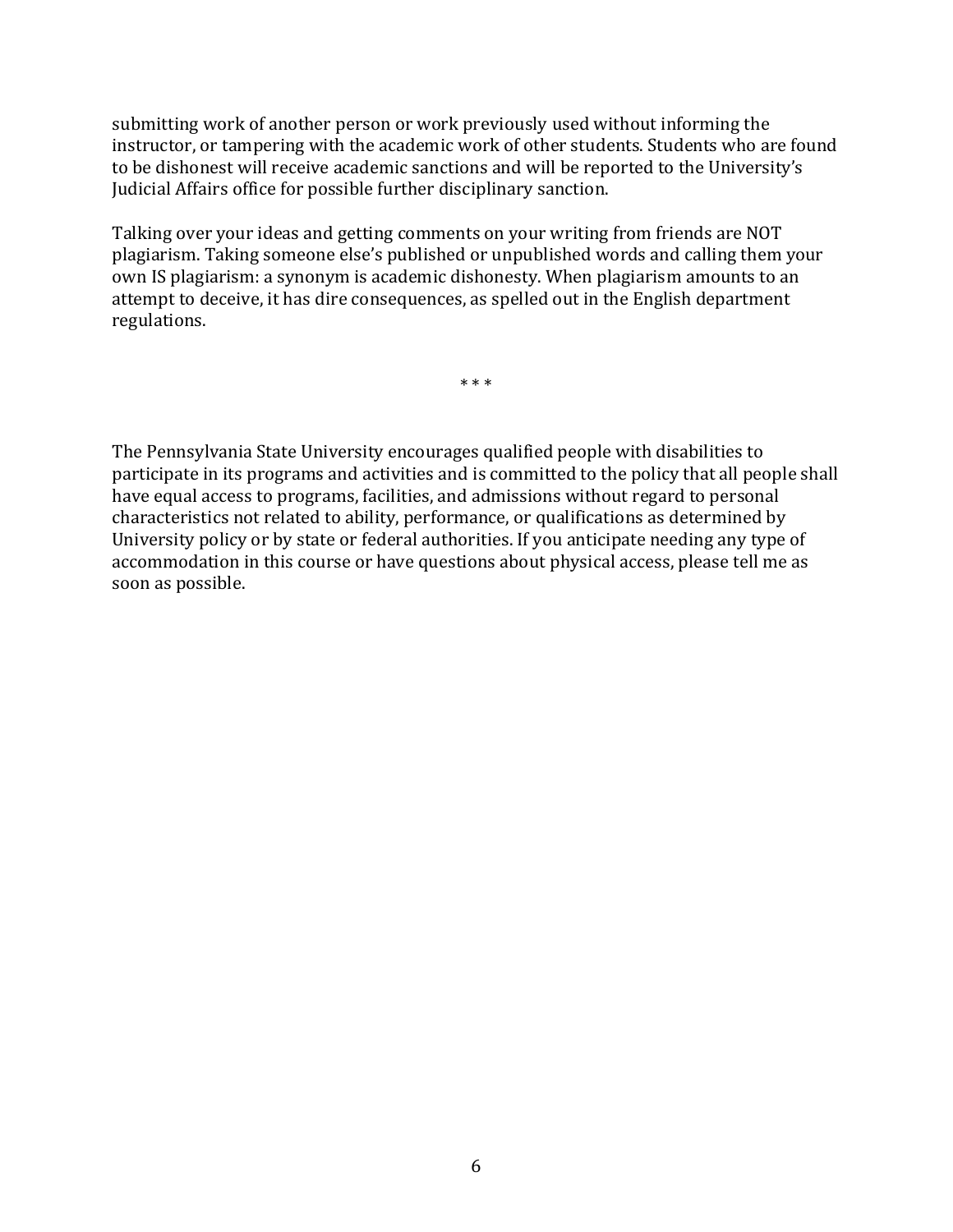submitting work of another person or work previously used without informing the instructor, or tampering with the academic work of other students. Students who are found to be dishonest will receive academic sanctions and will be reported to the University's Judicial Affairs office for possible further disciplinary sanction.

Talking over your ideas and getting comments on your writing from friends are NOT plagiarism. Taking someone else's published or unpublished words and calling them your own IS plagiarism: a synonym is academic dishonesty. When plagiarism amounts to an attempt to deceive, it has dire consequences, as spelled out in the English department regulations.

* * *

The Pennsylvania State University encourages qualified people with disabilities to participate in its programs and activities and is committed to the policy that all people shall have equal access to programs, facilities, and admissions without regard to personal characteristics not related to ability, performance, or qualifications as determined by University policy or by state or federal authorities. If you anticipate needing any type of accommodation in this course or have questions about physical access, please tell me as soon as possible.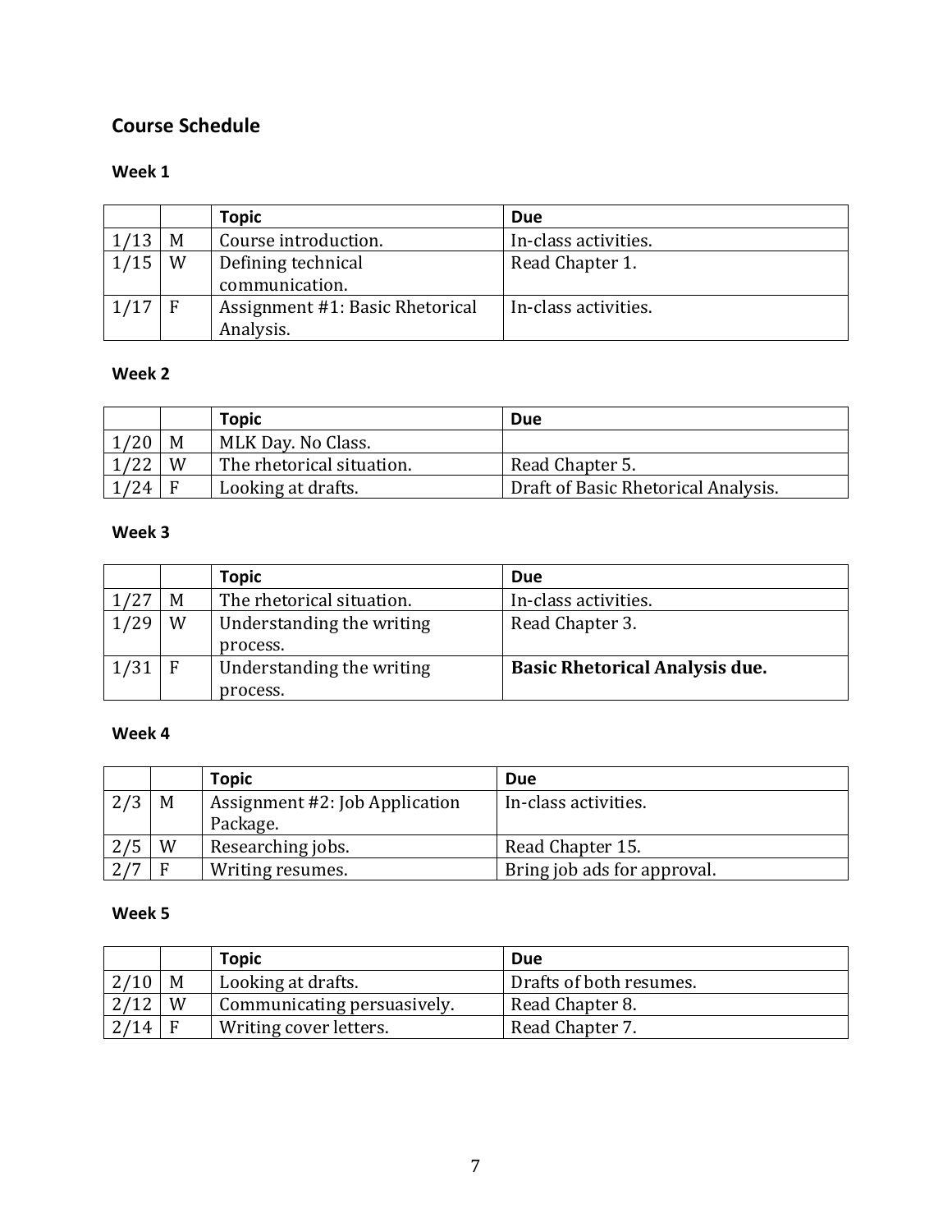## Course Schedule

### Week 1

| | | Topic | Due |
|---|---|---|---|
| 1/13 | M | Course introduction. | In-class activities. |
| 1/15 | W | Defining technical communication. | Read Chapter 1. |
| 1/17 | F | Assignment #1: Basic Rhetorical Analysis. | In-class activities. |

### Week 2

| | | Topic | Due |
|---|---|---|---|
| 1/20 | M | MLK Day. No Class. | |
| 1/22 | W | The rhetorical situation. | Read Chapter 5. |
| 1/24 | F | Looking at drafts. | Draft of Basic Rhetorical Analysis. |

### Week 3

| | | Topic | Due |
|---|---|---|---|
| 1/27 | M | The rhetorical situation. | In-class activities. |
| 1/29 | W | Understanding the writing process. | Read Chapter 3. |
| 1/31 | F | Understanding the writing process. | **Basic Rhetorical Analysis due.** |

### Week 4

| | | Topic | Due |
|---|---|---|---|
| 2/3 | M | Assignment #2: Job Application Package. | In-class activities. |
| 2/5 | W | Researching jobs. | Read Chapter 15. |
| 2/7 | F | Writing resumes. | Bring job ads for approval. |

### Week 5

| | | Topic | Due |
|---|---|---|---|
| 2/10 | M | Looking at drafts. | Drafts of both resumes. |
| 2/12 | W | Communicating persuasively. | Read Chapter 8. |
| 2/14 | F | Writing cover letters. | Read Chapter 7. |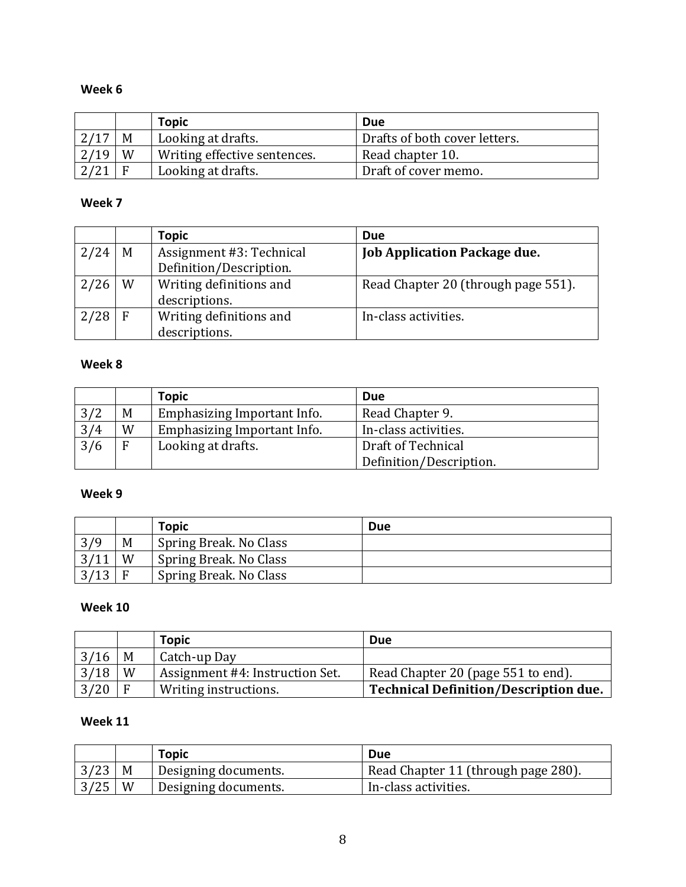**Week 6**

| | | Topic | Due |
|---|---|---|---|
| 2/17 | M | Looking at drafts. | Drafts of both cover letters. |
| 2/19 | W | Writing effective sentences. | Read chapter 10. |
| 2/21 | F | Looking at drafts. | Draft of cover memo. |

**Week 7**

| | | Topic | Due |
|---|---|---|---|
| 2/24 | M | Assignment #3: Technical Definition/Description. | **Job Application Package due.** |
| 2/26 | W | Writing definitions and descriptions. | Read Chapter 20 (through page 551). |
| 2/28 | F | Writing definitions and descriptions. | In-class activities. |

**Week 8**

| | | Topic | Due |
|---|---|---|---|
| 3/2 | M | Emphasizing Important Info. | Read Chapter 9. |
| 3/4 | W | Emphasizing Important Info. | In-class activities. |
| 3/6 | F | Looking at drafts. | Draft of Technical Definition/Description. |

**Week 9**

| | | Topic | Due |
|---|---|---|---|
| 3/9 | M | Spring Break. No Class | |
| 3/11 | W | Spring Break. No Class | |
| 3/13 | F | Spring Break. No Class | |

**Week 10**

| | | Topic | Due |
|---|---|---|---|
| 3/16 | M | Catch-up Day | |
| 3/18 | W | Assignment #4: Instruction Set. | Read Chapter 20 (page 551 to end). |
| 3/20 | F | Writing instructions. | **Technical Definition/Description due.** |

**Week 11**

| | | Topic | Due |
|---|---|---|---|
| 3/23 | M | Designing documents. | Read Chapter 11 (through page 280). |
| 3/25 | W | Designing documents. | In-class activities. |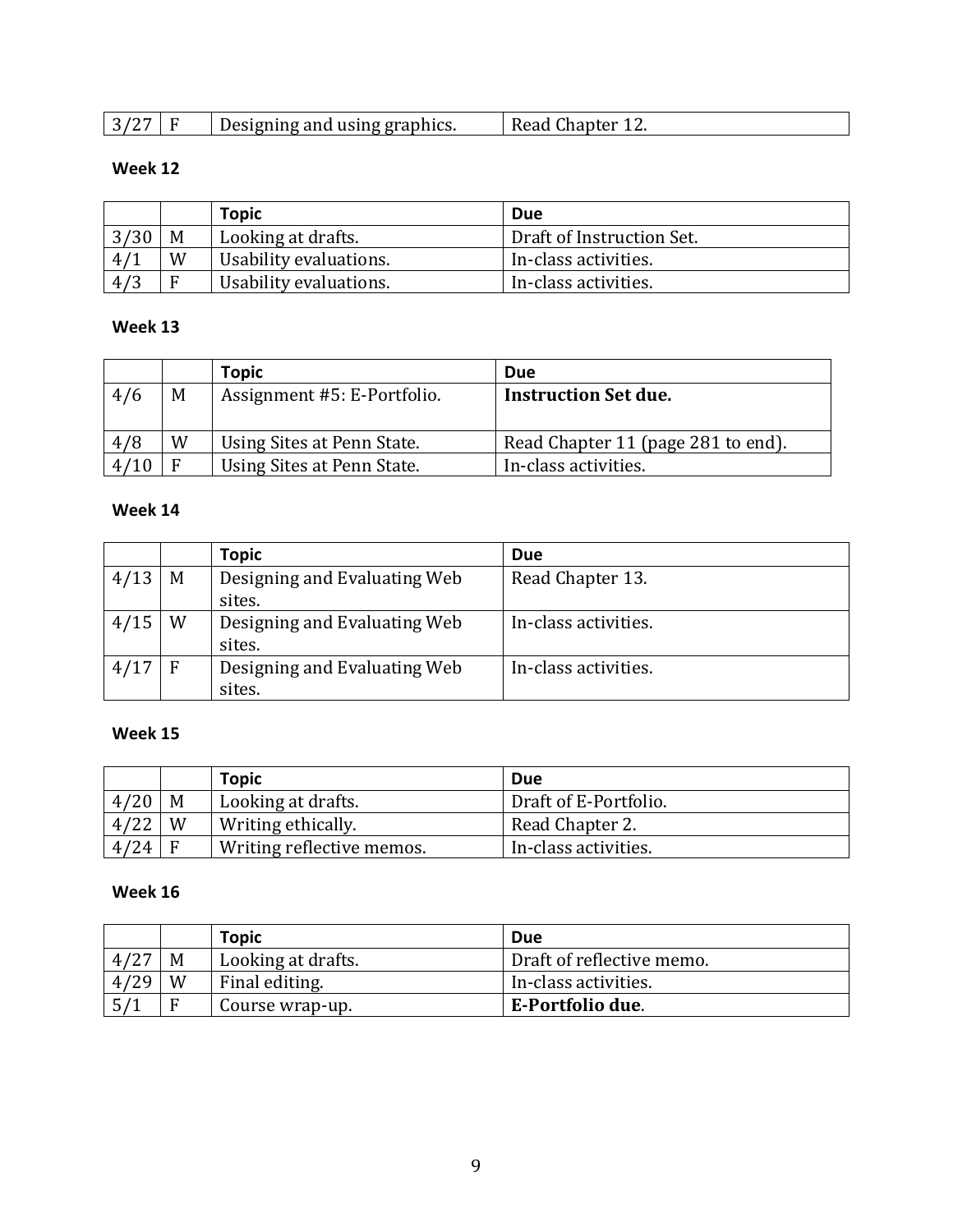| | | | |
|---|---|---|---|
| 3/27 | F | Designing and using graphics. | Read Chapter 12. |

**Week 12**

| | | Topic | Due |
|---|---|---|---|
| 3/30 | M | Looking at drafts. | Draft of Instruction Set. |
| 4/1 | W | Usability evaluations. | In-class activities. |
| 4/3 | F | Usability evaluations. | In-class activities. |

**Week 13**

| | | Topic | Due |
|---|---|---|---|
| 4/6 | M | Assignment #5: E-Portfolio. | **Instruction Set due.** |
| 4/8 | W | Using Sites at Penn State. | Read Chapter 11 (page 281 to end). |
| 4/10 | F | Using Sites at Penn State. | In-class activities. |

**Week 14**

| | | Topic | Due |
|---|---|---|---|
| 4/13 | M | Designing and Evaluating Web sites. | Read Chapter 13. |
| 4/15 | W | Designing and Evaluating Web sites. | In-class activities. |
| 4/17 | F | Designing and Evaluating Web sites. | In-class activities. |

**Week 15**

| | | Topic | Due |
|---|---|---|---|
| 4/20 | M | Looking at drafts. | Draft of E-Portfolio. |
| 4/22 | W | Writing ethically. | Read Chapter 2. |
| 4/24 | F | Writing reflective memos. | In-class activities. |

**Week 16**

| | | Topic | Due |
|---|---|---|---|
| 4/27 | M | Looking at drafts. | Draft of reflective memo. |
| 4/29 | W | Final editing. | In-class activities. |
| 5/1 | F | Course wrap-up. | **E-Portfolio due**. |